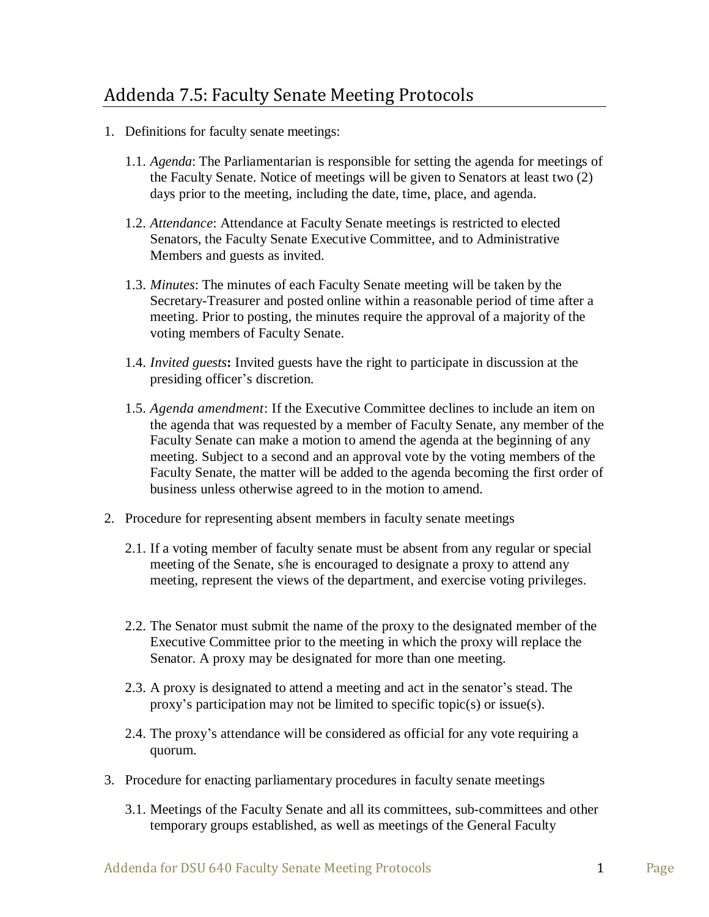# Addenda 7.5: Faculty Senate Meeting Protocols

1. Definitions for faculty senate meetings:

   1.1. *Agenda*: The Parliamentarian is responsible for setting the agenda for meetings of the Faculty Senate. Notice of meetings will be given to Senators at least two (2) days prior to the meeting, including the date, time, place, and agenda.

   1.2. *Attendance*: Attendance at Faculty Senate meetings is restricted to elected Senators, the Faculty Senate Executive Committee, and to Administrative Members and guests as invited.

   1.3. *Minutes*: The minutes of each Faculty Senate meeting will be taken by the Secretary-Treasurer and posted online within a reasonable period of time after a meeting. Prior to posting, the minutes require the approval of a majority of the voting members of Faculty Senate.

   1.4. *Invited guests***:** Invited guests have the right to participate in discussion at the presiding officer's discretion.

   1.5. *Agenda amendment*: If the Executive Committee declines to include an item on the agenda that was requested by a member of Faculty Senate, any member of the Faculty Senate can make a motion to amend the agenda at the beginning of any meeting. Subject to a second and an approval vote by the voting members of the Faculty Senate, the matter will be added to the agenda becoming the first order of business unless otherwise agreed to in the motion to amend.

2. Procedure for representing absent members in faculty senate meetings

   2.1. If a voting member of faculty senate must be absent from any regular or special meeting of the Senate, s/he is encouraged to designate a proxy to attend any meeting, represent the views of the department, and exercise voting privileges.

   2.2. The Senator must submit the name of the proxy to the designated member of the Executive Committee prior to the meeting in which the proxy will replace the Senator. A proxy may be designated for more than one meeting.

   2.3. A proxy is designated to attend a meeting and act in the senator's stead. The proxy's participation may not be limited to specific topic(s) or issue(s).

   2.4. The proxy's attendance will be considered as official for any vote requiring a quorum.

3. Procedure for enacting parliamentary procedures in faculty senate meetings

   3.1. Meetings of the Faculty Senate and all its committees, sub-committees and other temporary groups established, as well as meetings of the General Faculty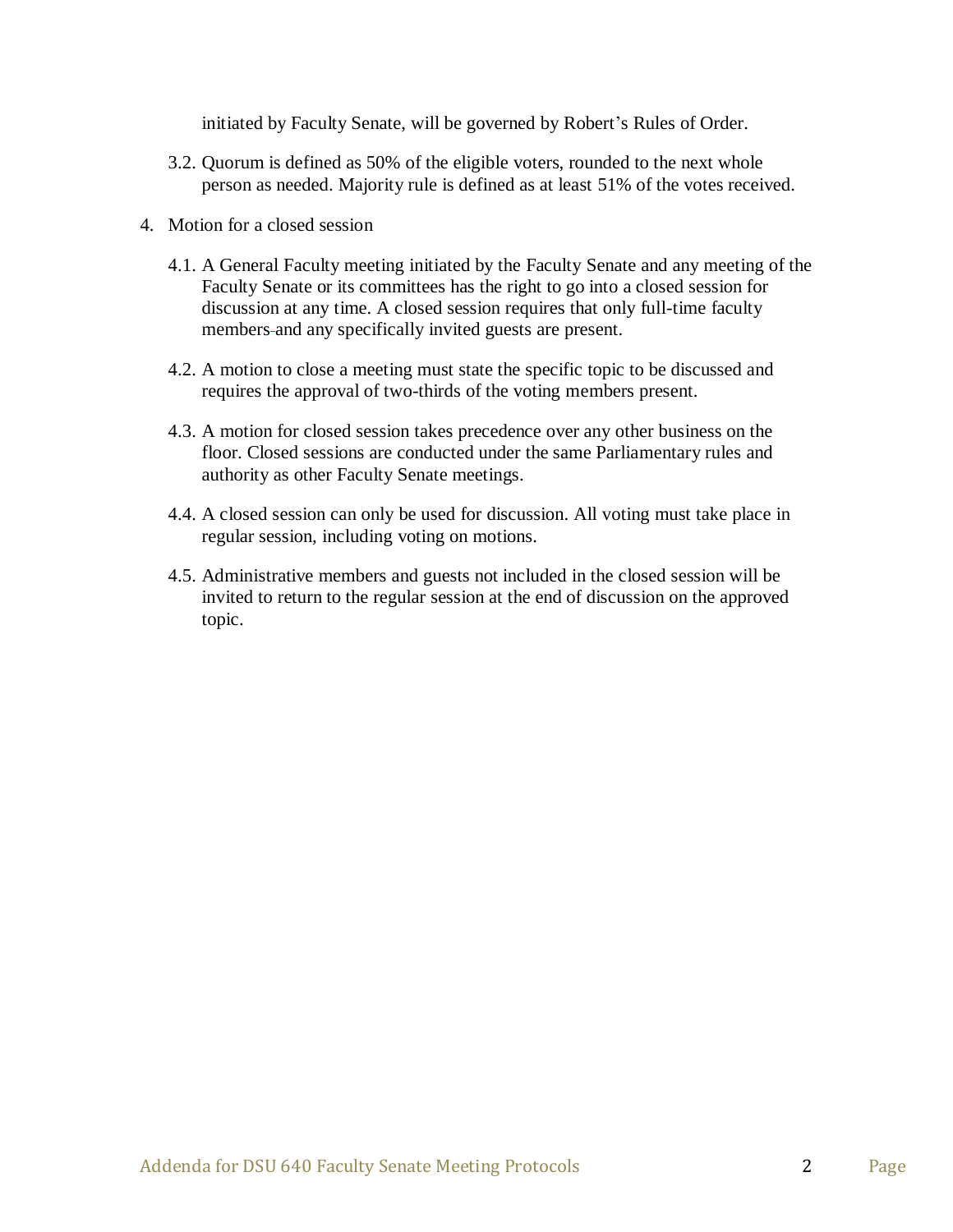initiated by Faculty Senate, will be governed by Robert's Rules of Order.

3.2. Quorum is defined as 50% of the eligible voters, rounded to the next whole person as needed. Majority rule is defined as at least 51% of the votes received.

4. Motion for a closed session

4.1. A General Faculty meeting initiated by the Faculty Senate and any meeting of the Faculty Senate or its committees has the right to go into a closed session for discussion at any time. A closed session requires that only full-time faculty members and any specifically invited guests are present.

4.2. A motion to close a meeting must state the specific topic to be discussed and requires the approval of two-thirds of the voting members present.

4.3. A motion for closed session takes precedence over any other business on the floor. Closed sessions are conducted under the same Parliamentary rules and authority as other Faculty Senate meetings.

4.4. A closed session can only be used for discussion. All voting must take place in regular session, including voting on motions.

4.5. Administrative members and guests not included in the closed session will be invited to return to the regular session at the end of discussion on the approved topic.